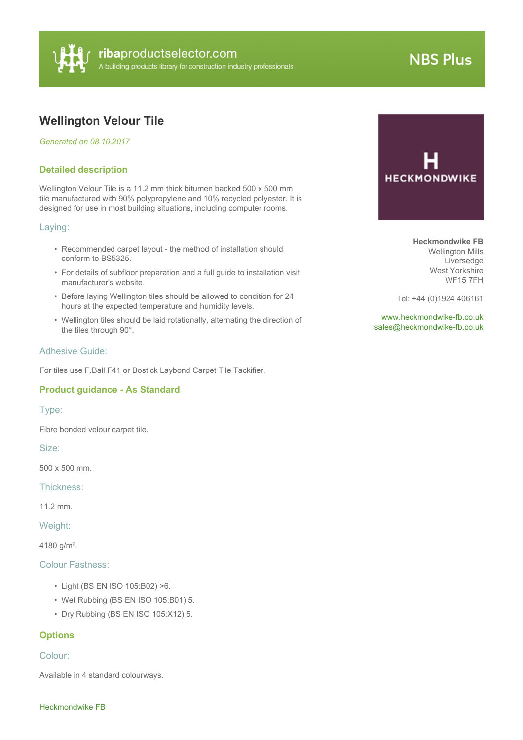ribaproductselector.com
A building products library for construction industry professionals

NBS Plus

# Wellington Velour Tile

*Generated on 08.10.2017*

**Heckmondwike FB**
Wellington Mills
Liversedge
West Yorkshire
WF15 7FH

Tel: +44 (0)1924 406161

www.heckmondwike-fb.co.uk
sales@heckmondwike-fb.co.uk

## Detailed description

Wellington Velour Tile is a 11.2 mm thick bitumen backed 500 x 500 mm tile manufactured with 90% polypropylene and 10% recycled polyester. It is designed for use in most building situations, including computer rooms.

### Laying:

- Recommended carpet layout - the method of installation should conform to BS5325.
- For details of subfloor preparation and a full guide to installation visit manufacturer's website.
- Before laying Wellington tiles should be allowed to condition for 24 hours at the expected temperature and humidity levels.
- Wellington tiles should be laid rotationally, alternating the direction of the tiles through 90°.

### Adhesive Guide:

For tiles use F.Ball F41 or Bostick Laybond Carpet Tile Tackifier.

## Product guidance - As Standard

### Type:

Fibre bonded velour carpet tile.

### Size:

500 x 500 mm.

### Thickness:

11.2 mm.

### Weight:

4180 g/m².

### Colour Fastness:

- Light (BS EN ISO 105:B02) >6.
- Wet Rubbing (BS EN ISO 105:B01) 5.
- Dry Rubbing (BS EN ISO 105:X12) 5.

## Options

### Colour:

Available in 4 standard colourways.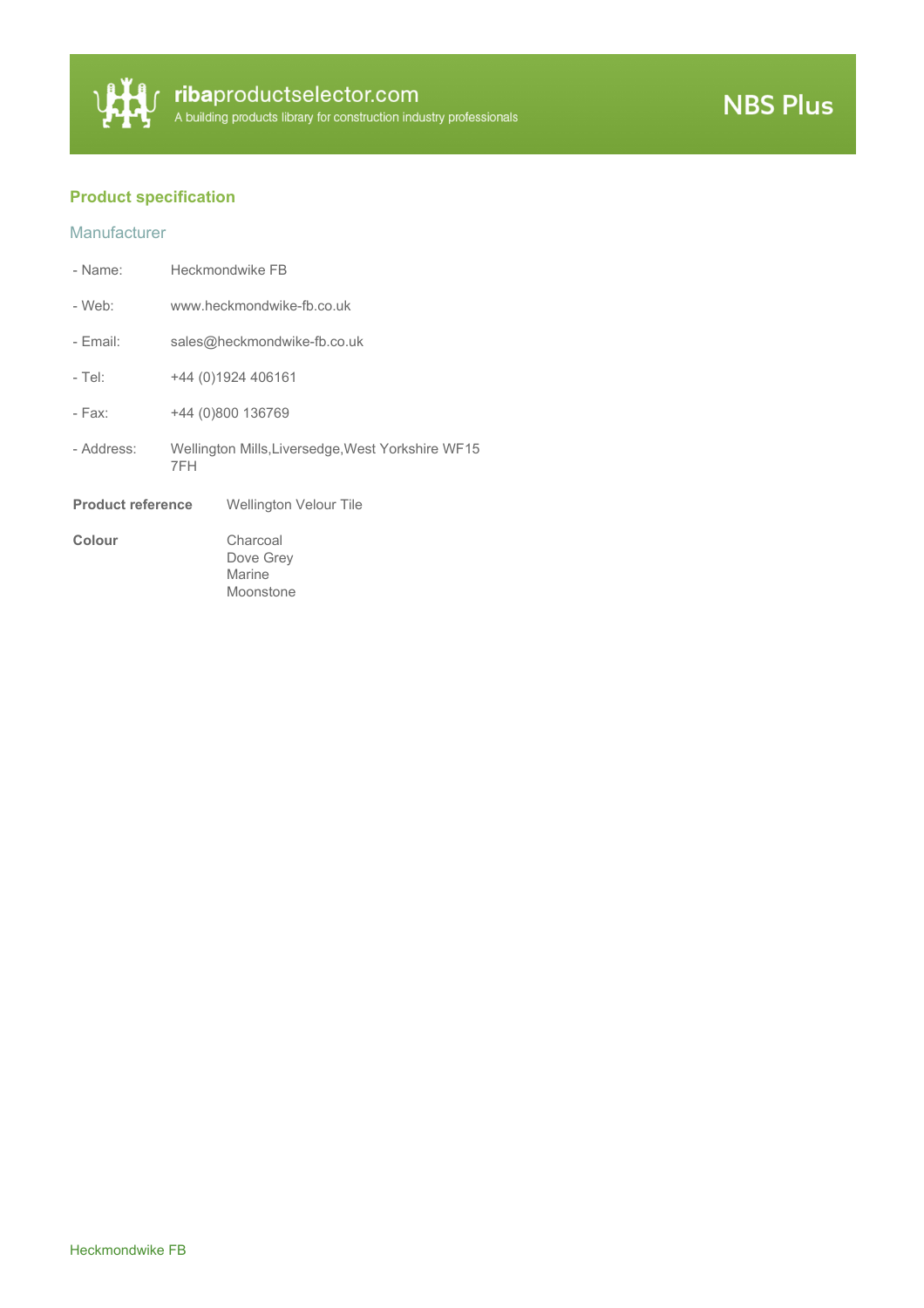ribaproductselector.com
A building products library for construction industry professionals

NBS Plus

## Product specification

### Manufacturer

- Name: Heckmondwike FB
- Web: www.heckmondwike-fb.co.uk
- Email: sales@heckmondwike-fb.co.uk
- Tel: +44 (0)1924 406161
- Fax: +44 (0)800 136769
- Address: Wellington Mills,Liversedge,West Yorkshire WF15 7FH

| | |
|---|---|
| **Product reference** | Wellington Velour Tile |
| **Colour** | Charcoal<br>Dove Grey<br>Marine<br>Moonstone |